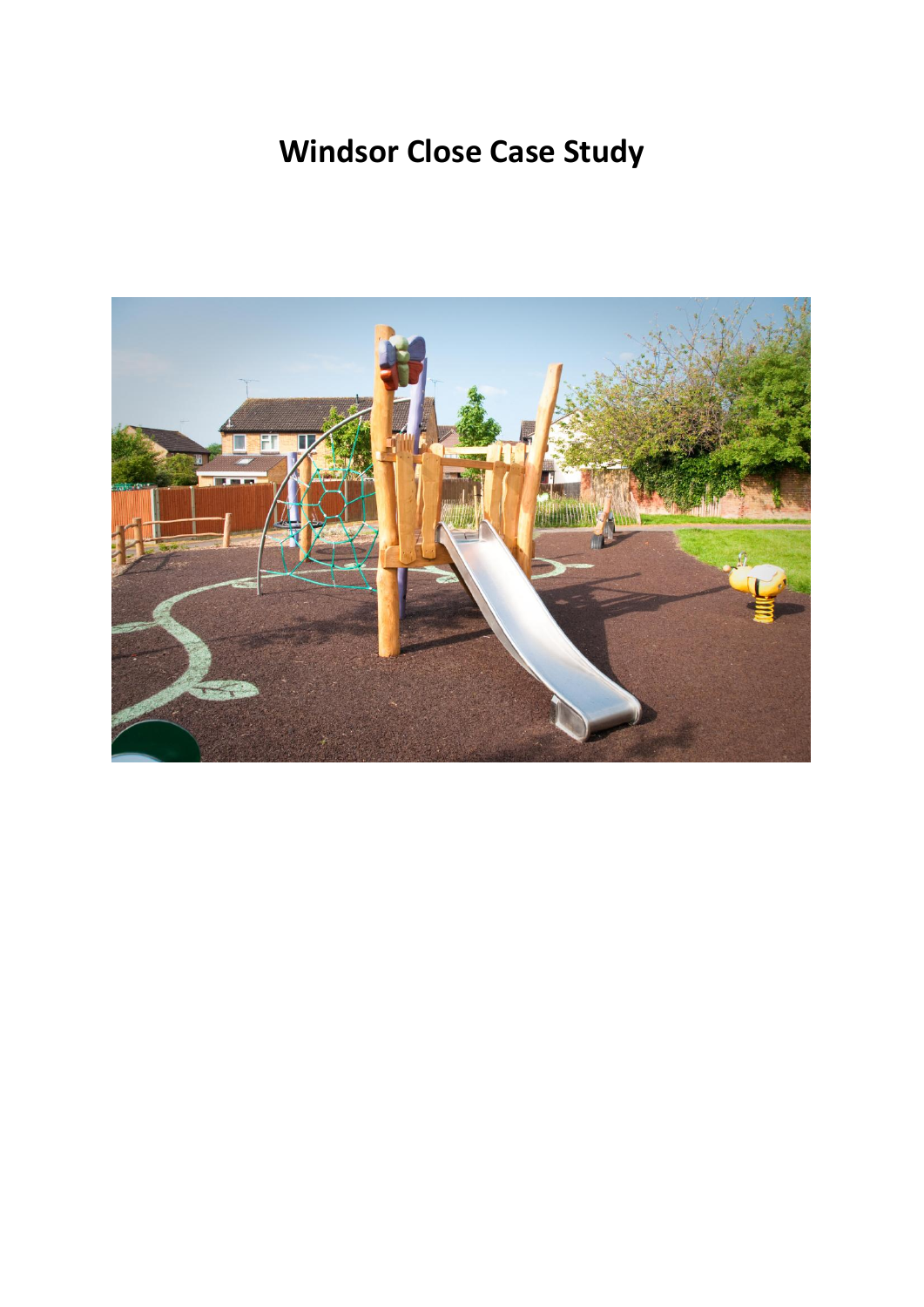# Windsor Close Case Study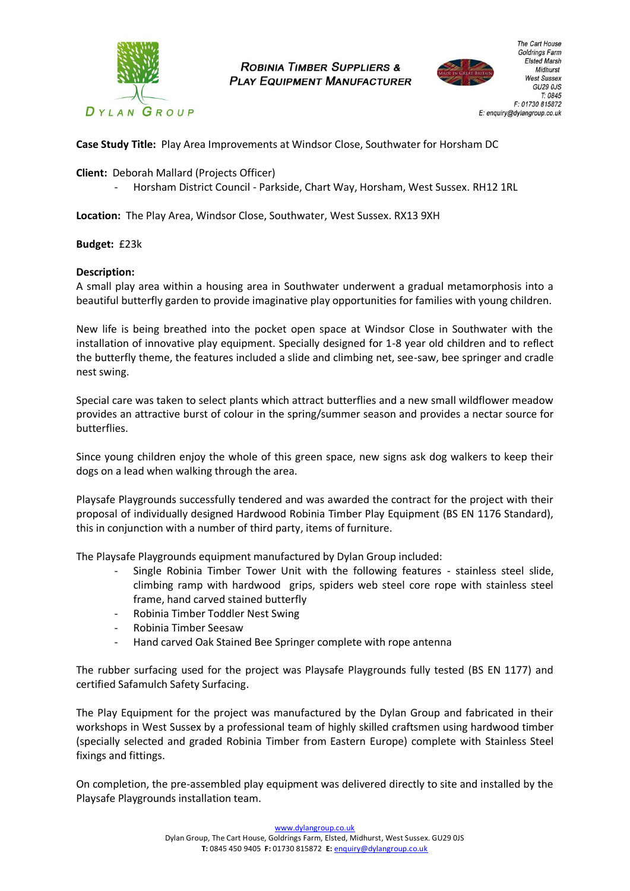**Case Study Title:** Play Area Improvements at Windsor Close, Southwater for Horsham DC

**Client:** Deborah Mallard (Projects Officer)

- Horsham District Council - Parkside, Chart Way, Horsham, West Sussex. RH12 1RL

**Location:** The Play Area, Windsor Close, Southwater, West Sussex. RX13 9XH

**Budget:** £23k

**Description:**

A small play area within a housing area in Southwater underwent a gradual metamorphosis into a beautiful butterfly garden to provide imaginative play opportunities for families with young children.

New life is being breathed into the pocket open space at Windsor Close in Southwater with the installation of innovative play equipment. Specially designed for 1-8 year old children and to reflect the butterfly theme, the features included a slide and climbing net, see-saw, bee springer and cradle nest swing.

Special care was taken to select plants which attract butterflies and a new small wildflower meadow provides an attractive burst of colour in the spring/summer season and provides a nectar source for butterflies.

Since young children enjoy the whole of this green space, new signs ask dog walkers to keep their dogs on a lead when walking through the area.

Playsafe Playgrounds successfully tendered and was awarded the contract for the project with their proposal of individually designed Hardwood Robinia Timber Play Equipment (BS EN 1176 Standard), this in conjunction with a number of third party, items of furniture.

The Playsafe Playgrounds equipment manufactured by Dylan Group included:

- Single Robinia Timber Tower Unit with the following features - stainless steel slide, climbing ramp with hardwood grips, spiders web steel core rope with stainless steel frame, hand carved stained butterfly
- Robinia Timber Toddler Nest Swing
- Robinia Timber Seesaw
- Hand carved Oak Stained Bee Springer complete with rope antenna

The rubber surfacing used for the project was Playsafe Playgrounds fully tested (BS EN 1177) and certified Safamulch Safety Surfacing.

The Play Equipment for the project was manufactured by the Dylan Group and fabricated in their workshops in West Sussex by a professional team of highly skilled craftsmen using hardwood timber (specially selected and graded Robinia Timber from Eastern Europe) complete with Stainless Steel fixings and fittings.

On completion, the pre-assembled play equipment was delivered directly to site and installed by the Playsafe Playgrounds installation team.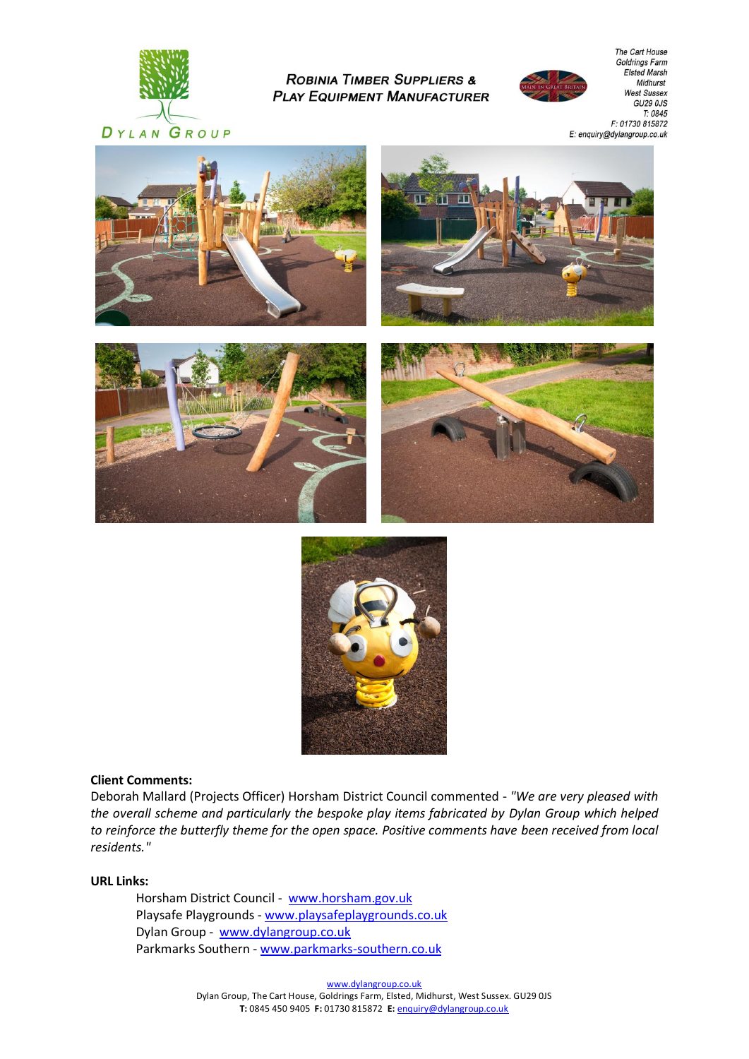**Client Comments:**

Deborah Mallard (Projects Officer) Horsham District Council commented - *"We are very pleased with the overall scheme and particularly the bespoke play items fabricated by Dylan Group which helped to reinforce the butterfly theme for the open space. Positive comments have been received from local residents."*

**URL Links:**

Horsham District Council - www.horsham.gov.uk
Playsafe Playgrounds - www.playsafeplaygrounds.co.uk
Dylan Group - www.dylangroup.co.uk
Parkmarks Southern - www.parkmarks-southern.co.uk